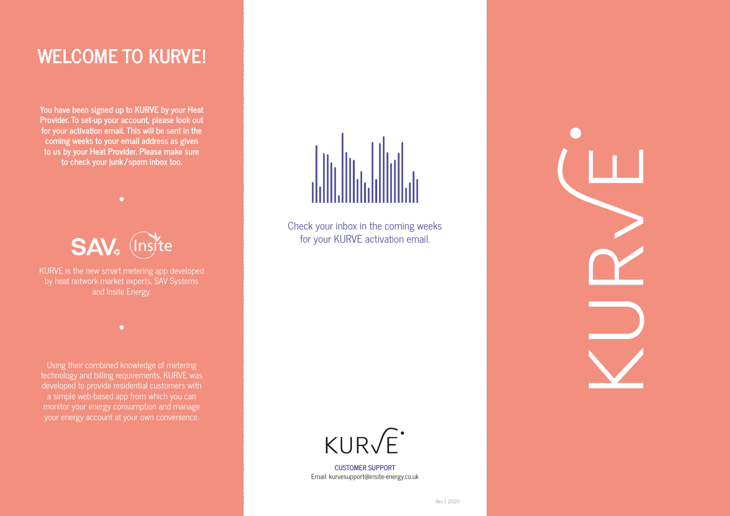# WELCOME TO KURVE!

**You have been signed up to KURVE by your Heat Provider. To set-up your account, please look out for your activation email. This will be sent in the coming weeks to your email address as given to us by your Heat Provider. Please make sure to check your junk/spam inbox too.**

SAV Insite

KURVE is the new smart metering app developed by heat network market experts, SAV Systems and Insite Energy.

Using their combined knowledge of metering technology and billing requirements, KURVE was developed to provide residential customers with a simple web-based app from which you can monitor your energy consumption and manage your energy account at your own convenience.

Check your inbox in the coming weeks for your KURVE activation email.

KURVE

**CUSTOMER SUPPORT**
Email: kurvesupport@insite-energy.co.uk

Rev 1 2020

KURVE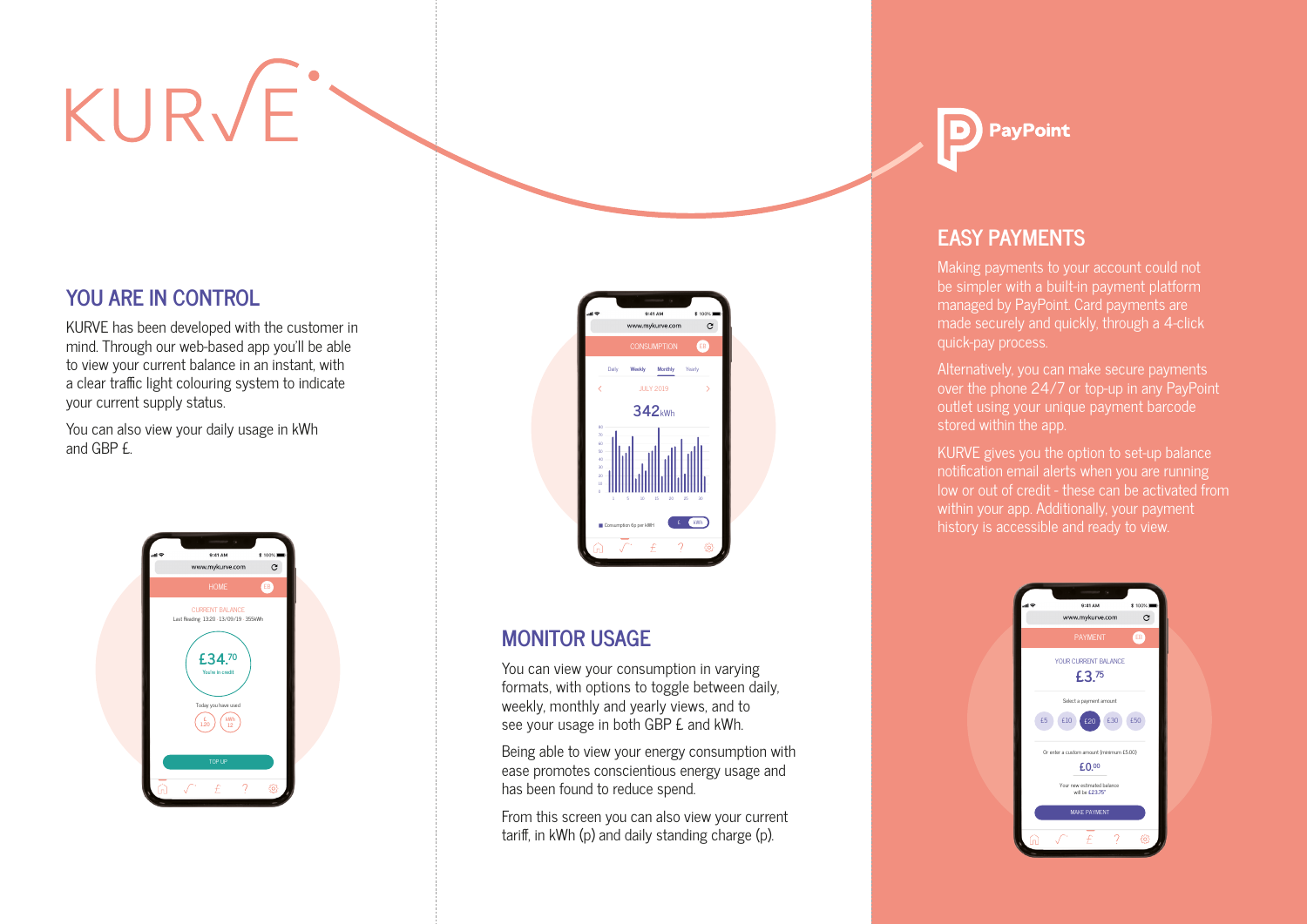KURVE

## YOU ARE IN CONTROL

KURVE has been developed with the customer in mind. Through our web-based app you'll be able to view your current balance in an instant, with a clear traffic light colouring system to indicate your current supply status.

You can also view your daily usage in kWh and GBP £.

## MONITOR USAGE

You can view your consumption in varying formats, with options to toggle between daily, weekly, monthly and yearly views, and to see your usage in both GBP £ and kWh.

Being able to view your energy consumption with ease promotes conscientious energy usage and has been found to reduce spend.

From this screen you can also view your current tariff, in kWh (p) and daily standing charge (p).

PayPoint

## EASY PAYMENTS

Making payments to your account could not be simpler with a built-in payment platform managed by PayPoint. Card payments are made securely and quickly, through a 4-click quick-pay process.

Alternatively, you can make secure payments over the phone 24/7 or top-up in any PayPoint outlet using your unique payment barcode stored within the app.

KURVE gives you the option to set-up balance notification email alerts when you are running low or out of credit - these can be activated from within your app. Additionally, your payment history is accessible and ready to view.